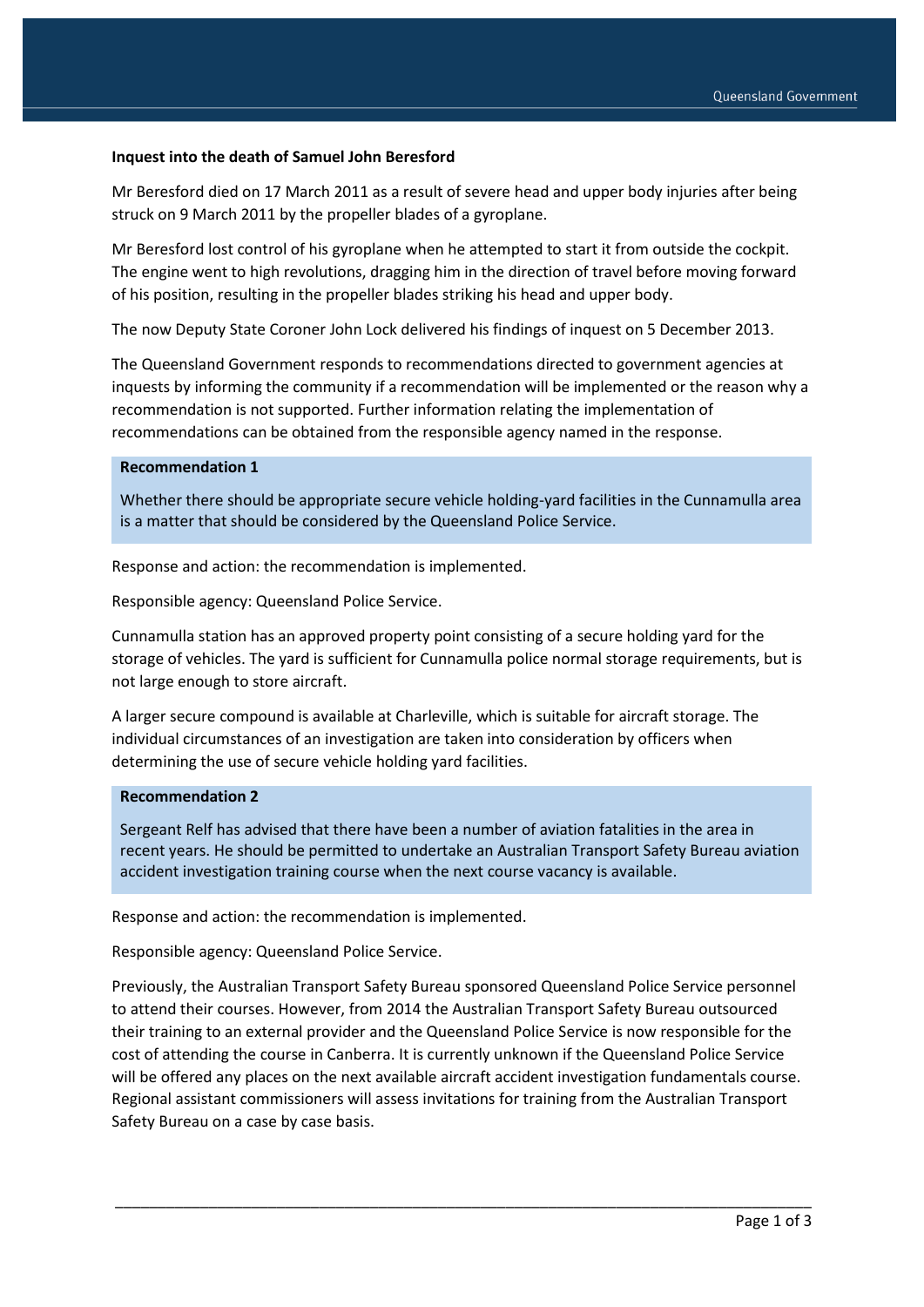**Inquest into the death of Samuel John Beresford**

Mr Beresford died on 17 March 2011 as a result of severe head and upper body injuries after being struck on 9 March 2011 by the propeller blades of a gyroplane.

Mr Beresford lost control of his gyroplane when he attempted to start it from outside the cockpit. The engine went to high revolutions, dragging him in the direction of travel before moving forward of his position, resulting in the propeller blades striking his head and upper body.

The now Deputy State Coroner John Lock delivered his findings of inquest on 5 December 2013.

The Queensland Government responds to recommendations directed to government agencies at inquests by informing the community if a recommendation will be implemented or the reason why a recommendation is not supported. Further information relating the implementation of recommendations can be obtained from the responsible agency named in the response.

**Recommendation 1**

Whether there should be appropriate secure vehicle holding-yard facilities in the Cunnamulla area is a matter that should be considered by the Queensland Police Service.

Response and action: the recommendation is implemented.

Responsible agency: Queensland Police Service.

Cunnamulla station has an approved property point consisting of a secure holding yard for the storage of vehicles. The yard is sufficient for Cunnamulla police normal storage requirements, but is not large enough to store aircraft.

A larger secure compound is available at Charleville, which is suitable for aircraft storage. The individual circumstances of an investigation are taken into consideration by officers when determining the use of secure vehicle holding yard facilities.

**Recommendation 2**

Sergeant Relf has advised that there have been a number of aviation fatalities in the area in recent years. He should be permitted to undertake an Australian Transport Safety Bureau aviation accident investigation training course when the next course vacancy is available.

Response and action: the recommendation is implemented.

Responsible agency: Queensland Police Service.

Previously, the Australian Transport Safety Bureau sponsored Queensland Police Service personnel to attend their courses. However, from 2014 the Australian Transport Safety Bureau outsourced their training to an external provider and the Queensland Police Service is now responsible for the cost of attending the course in Canberra. It is currently unknown if the Queensland Police Service will be offered any places on the next available aircraft accident investigation fundamentals course. Regional assistant commissioners will assess invitations for training from the Australian Transport Safety Bureau on a case by case basis.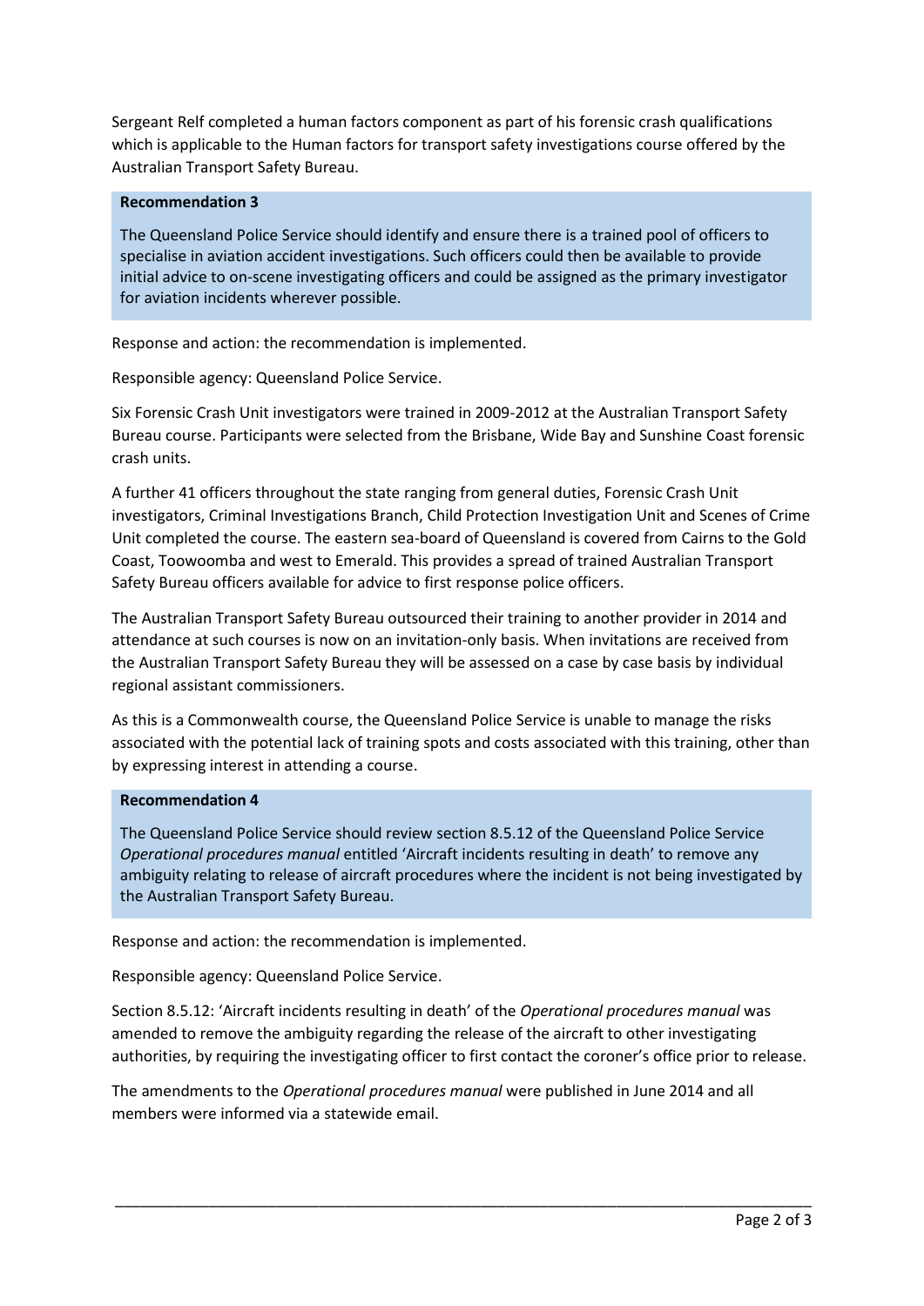Sergeant Relf completed a human factors component as part of his forensic crash qualifications which is applicable to the Human factors for transport safety investigations course offered by the Australian Transport Safety Bureau.

**Recommendation 3**

The Queensland Police Service should identify and ensure there is a trained pool of officers to specialise in aviation accident investigations. Such officers could then be available to provide initial advice to on-scene investigating officers and could be assigned as the primary investigator for aviation incidents wherever possible.

Response and action: the recommendation is implemented.

Responsible agency: Queensland Police Service.

Six Forensic Crash Unit investigators were trained in 2009-2012 at the Australian Transport Safety Bureau course. Participants were selected from the Brisbane, Wide Bay and Sunshine Coast forensic crash units.

A further 41 officers throughout the state ranging from general duties, Forensic Crash Unit investigators, Criminal Investigations Branch, Child Protection Investigation Unit and Scenes of Crime Unit completed the course. The eastern sea-board of Queensland is covered from Cairns to the Gold Coast, Toowoomba and west to Emerald. This provides a spread of trained Australian Transport Safety Bureau officers available for advice to first response police officers.

The Australian Transport Safety Bureau outsourced their training to another provider in 2014 and attendance at such courses is now on an invitation-only basis. When invitations are received from the Australian Transport Safety Bureau they will be assessed on a case by case basis by individual regional assistant commissioners.

As this is a Commonwealth course, the Queensland Police Service is unable to manage the risks associated with the potential lack of training spots and costs associated with this training, other than by expressing interest in attending a course.

**Recommendation 4**

The Queensland Police Service should review section 8.5.12 of the Queensland Police Service *Operational procedures manual* entitled 'Aircraft incidents resulting in death' to remove any ambiguity relating to release of aircraft procedures where the incident is not being investigated by the Australian Transport Safety Bureau.

Response and action: the recommendation is implemented.

Responsible agency: Queensland Police Service.

Section 8.5.12: 'Aircraft incidents resulting in death' of the *Operational procedures manual* was amended to remove the ambiguity regarding the release of the aircraft to other investigating authorities, by requiring the investigating officer to first contact the coroner's office prior to release.

The amendments to the *Operational procedures manual* were published in June 2014 and all members were informed via a statewide email.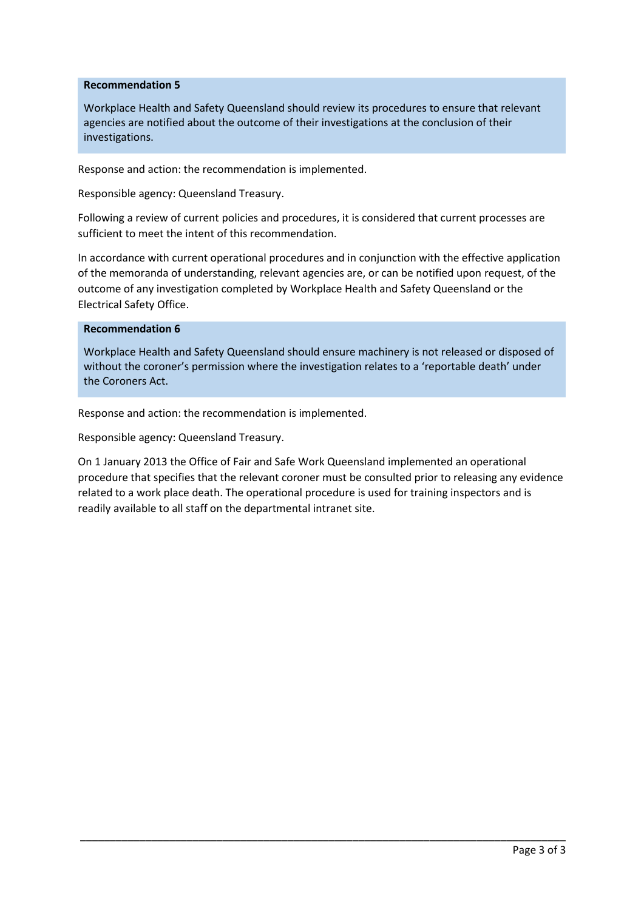**Recommendation 5**

Workplace Health and Safety Queensland should review its procedures to ensure that relevant agencies are notified about the outcome of their investigations at the conclusion of their investigations.

Response and action: the recommendation is implemented.

Responsible agency: Queensland Treasury.

Following a review of current policies and procedures, it is considered that current processes are sufficient to meet the intent of this recommendation.

In accordance with current operational procedures and in conjunction with the effective application of the memoranda of understanding, relevant agencies are, or can be notified upon request, of the outcome of any investigation completed by Workplace Health and Safety Queensland or the Electrical Safety Office.

**Recommendation 6**

Workplace Health and Safety Queensland should ensure machinery is not released or disposed of without the coroner's permission where the investigation relates to a 'reportable death' under the Coroners Act.

Response and action: the recommendation is implemented.

Responsible agency: Queensland Treasury.

On 1 January 2013 the Office of Fair and Safe Work Queensland implemented an operational procedure that specifies that the relevant coroner must be consulted prior to releasing any evidence related to a work place death. The operational procedure is used for training inspectors and is readily available to all staff on the departmental intranet site.